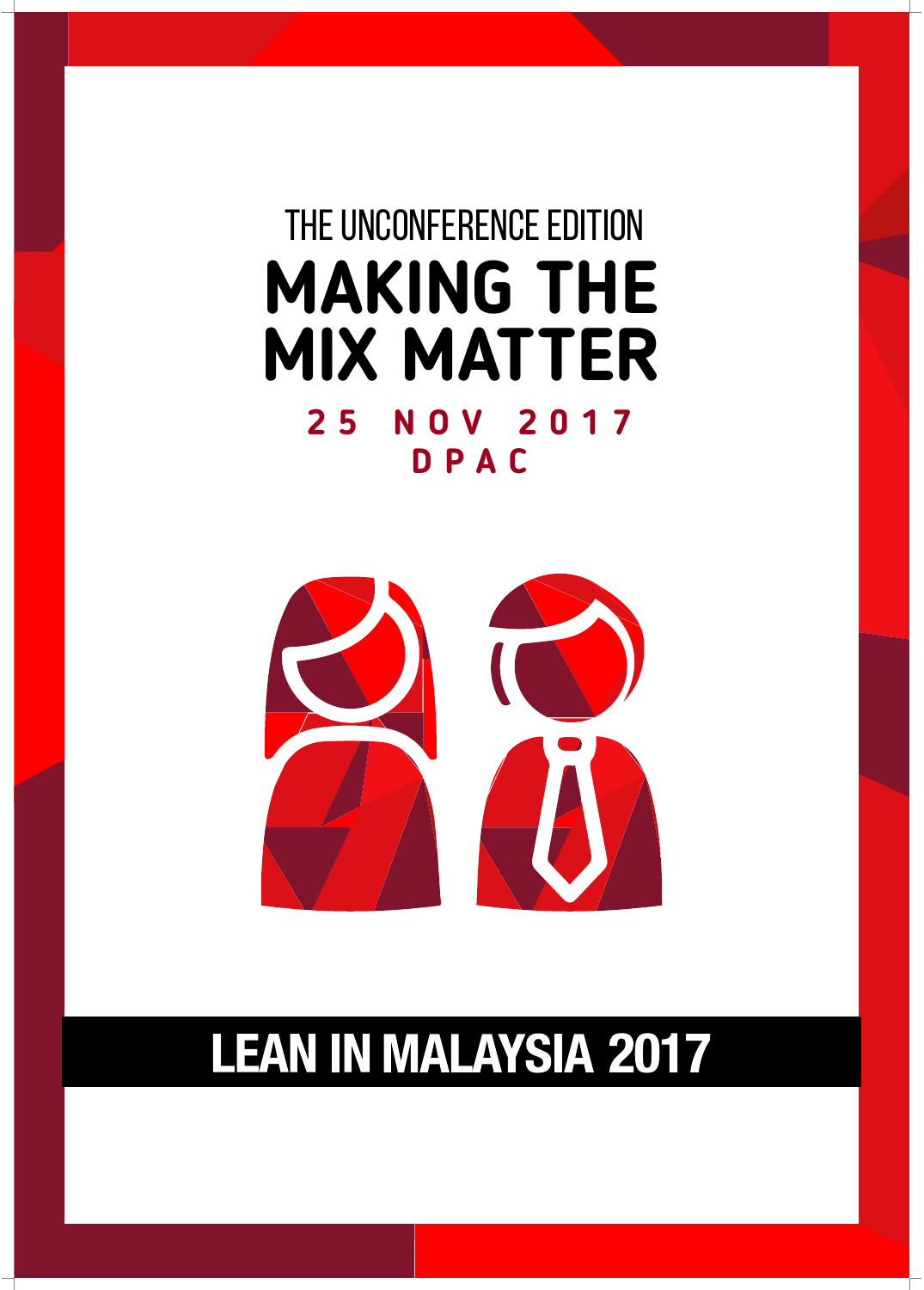THE UNCONFERENCE EDITION

# MAKING THE MIX MATTER

**25 NOV 2017**
**DPAC**

## LEAN IN MALAYSIA 2017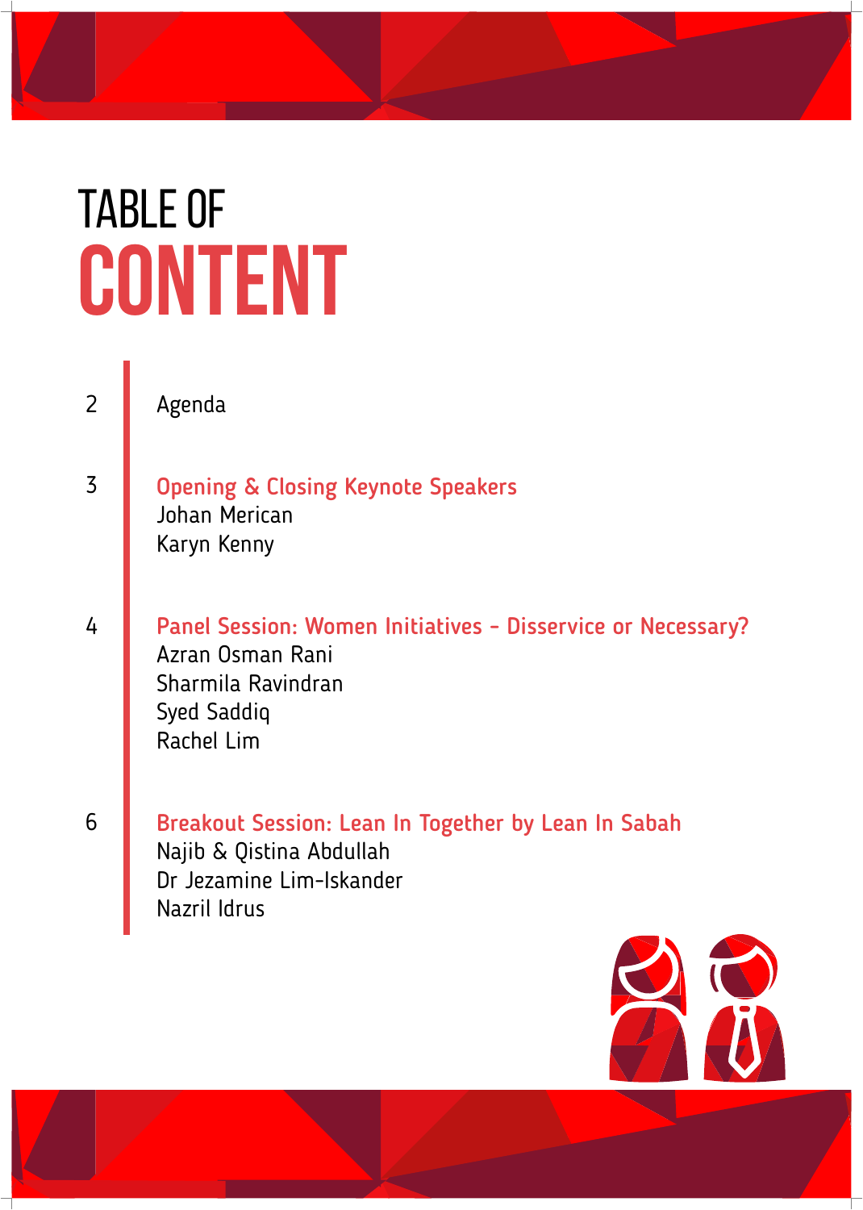# TABLE OF CONTENT

2 Agenda

3 **Opening & Closing Keynote Speakers**
Johan Merican
Karyn Kenny

4 **Panel Session: Women Initiatives - Disservice or Necessary?**
Azran Osman Rani
Sharmila Ravindran
Syed Saddiq
Rachel Lim

6 **Breakout Session: Lean In Together by Lean In Sabah**
Najib & Qistina Abdullah
Dr Jezamine Lim-Iskander
Nazril Idrus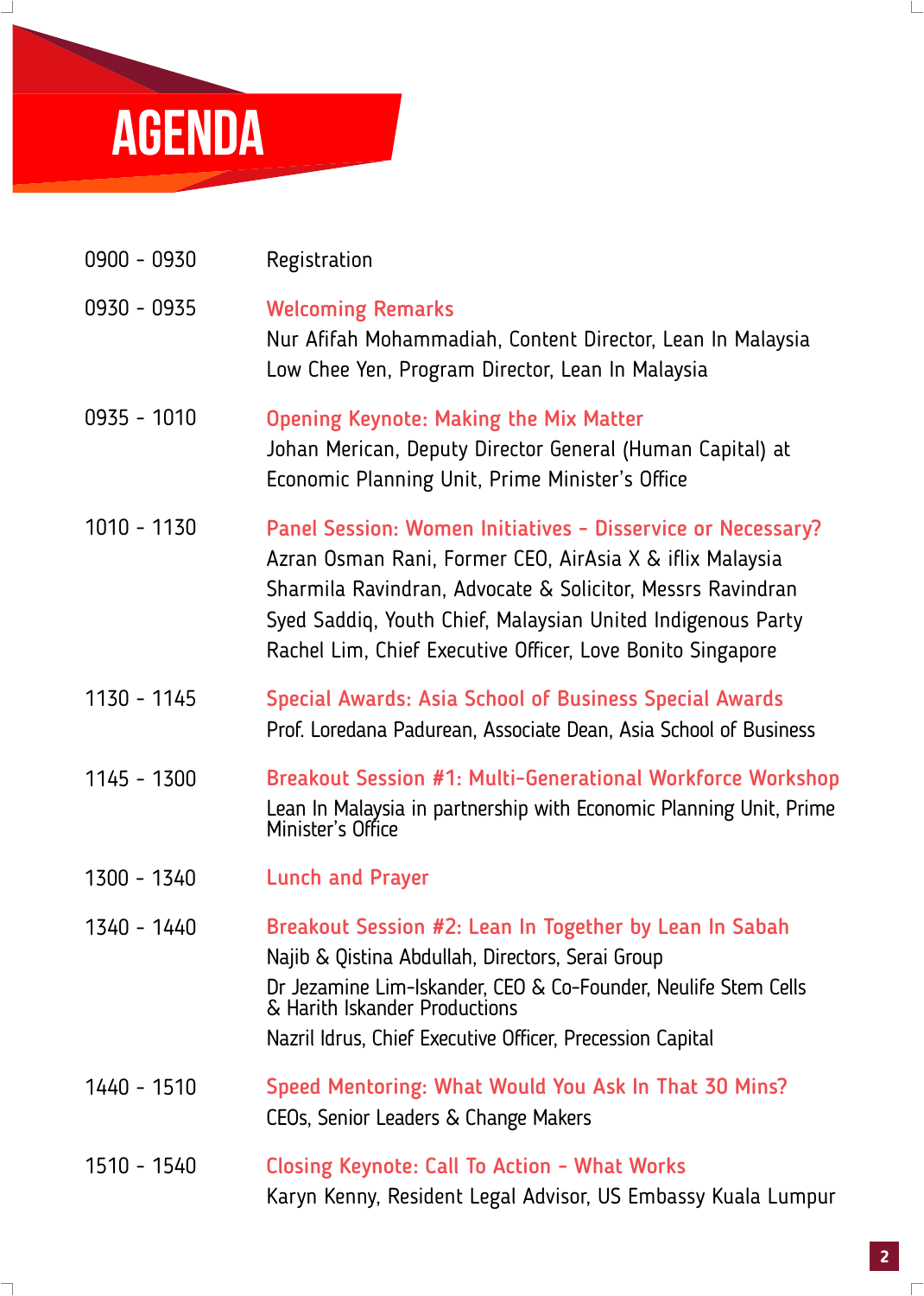# AGENDA

| | |
|---|---|
| 0900 - 0930 | Registration |
| 0930 - 0935 | **Welcoming Remarks**<br>Nur Afifah Mohammadiah, Content Director, Lean In Malaysia<br>Low Chee Yen, Program Director, Lean In Malaysia |
| 0935 - 1010 | **Opening Keynote: Making the Mix Matter**<br>Johan Merican, Deputy Director General (Human Capital) at Economic Planning Unit, Prime Minister's Office |
| 1010 - 1130 | **Panel Session: Women Initiatives - Disservice or Necessary?**<br>Azran Osman Rani, Former CEO, AirAsia X & iflix Malaysia<br>Sharmila Ravindran, Advocate & Solicitor, Messrs Ravindran<br>Syed Saddiq, Youth Chief, Malaysian United Indigenous Party<br>Rachel Lim, Chief Executive Officer, Love Bonito Singapore |
| 1130 - 1145 | **Special Awards: Asia School of Business Special Awards**<br>Prof. Loredana Padurean, Associate Dean, Asia School of Business |
| 1145 - 1300 | **Breakout Session #1: Multi-Generational Workforce Workshop**<br>Lean In Malaysia in partnership with Economic Planning Unit, Prime Minister's Office |
| 1300 - 1340 | **Lunch and Prayer** |
| 1340 - 1440 | **Breakout Session #2: Lean In Together by Lean In Sabah**<br>Najib & Qistina Abdullah, Directors, Serai Group<br>Dr Jezamine Lim-Iskander, CEO & Co-Founder, Neulife Stem Cells & Harith Iskander Productions<br>Nazril Idrus, Chief Executive Officer, Precession Capital |
| 1440 - 1510 | **Speed Mentoring: What Would You Ask In That 30 Mins?**<br>CEOs, Senior Leaders & Change Makers |
| 1510 - 1540 | **Closing Keynote: Call To Action - What Works**<br>Karyn Kenny, Resident Legal Advisor, US Embassy Kuala Lumpur |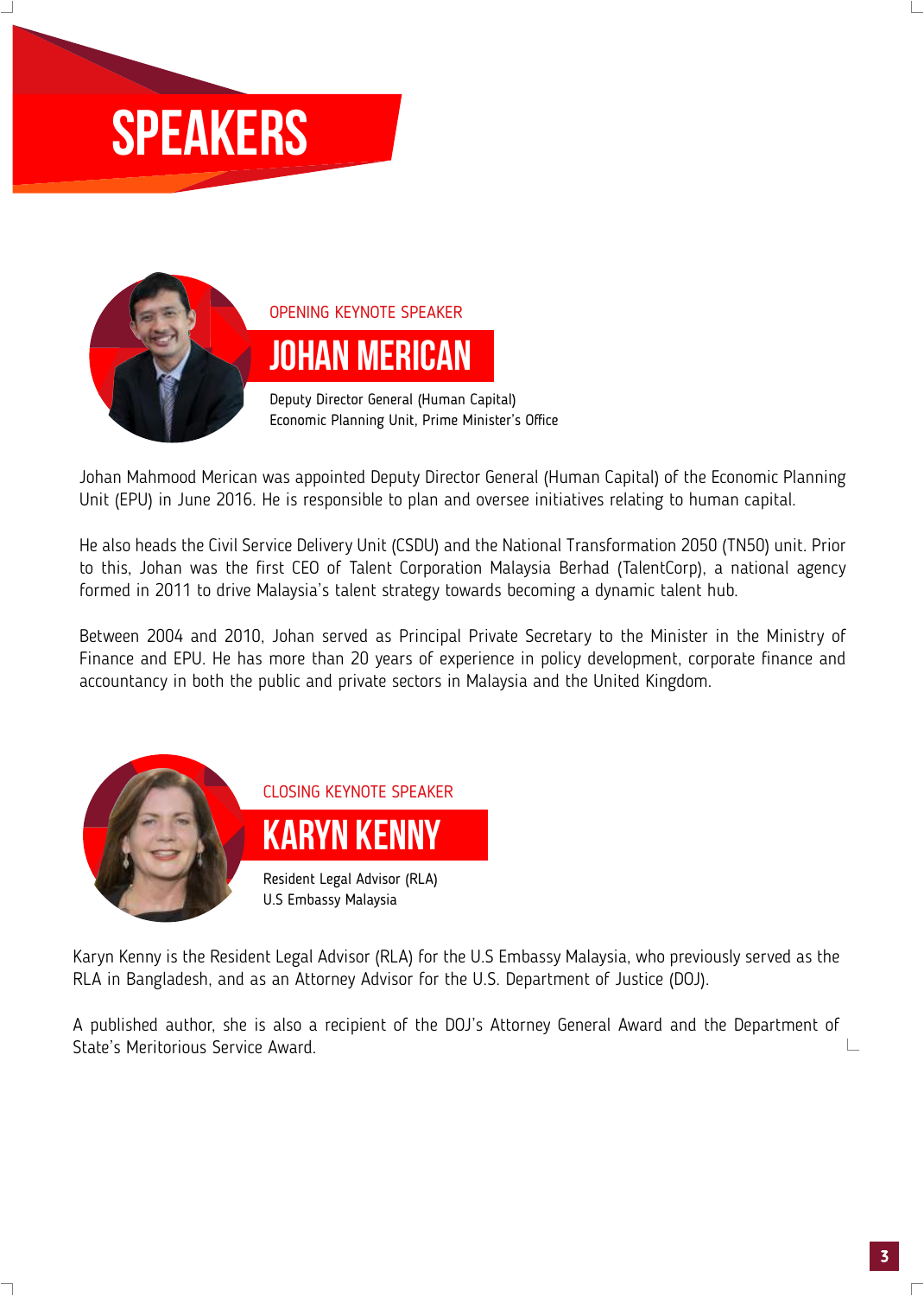# SPEAKERS

OPENING KEYNOTE SPEAKER

## JOHAN MERICAN

Deputy Director General (Human Capital)
Economic Planning Unit, Prime Minister's Office

Johan Mahmood Merican was appointed Deputy Director General (Human Capital) of the Economic Planning Unit (EPU) in June 2016. He is responsible to plan and oversee initiatives relating to human capital.

He also heads the Civil Service Delivery Unit (CSDU) and the National Transformation 2050 (TN50) unit. Prior to this, Johan was the first CEO of Talent Corporation Malaysia Berhad (TalentCorp), a national agency formed in 2011 to drive Malaysia's talent strategy towards becoming a dynamic talent hub.

Between 2004 and 2010, Johan served as Principal Private Secretary to the Minister in the Ministry of Finance and EPU. He has more than 20 years of experience in policy development, corporate finance and accountancy in both the public and private sectors in Malaysia and the United Kingdom.

CLOSING KEYNOTE SPEAKER

## KARYN KENNY

Resident Legal Advisor (RLA)
U.S Embassy Malaysia

Karyn Kenny is the Resident Legal Advisor (RLA) for the U.S Embassy Malaysia, who previously served as the RLA in Bangladesh, and as an Attorney Advisor for the U.S. Department of Justice (DOJ).

A published author, she is also a recipient of the DOJ's Attorney General Award and the Department of State's Meritorious Service Award.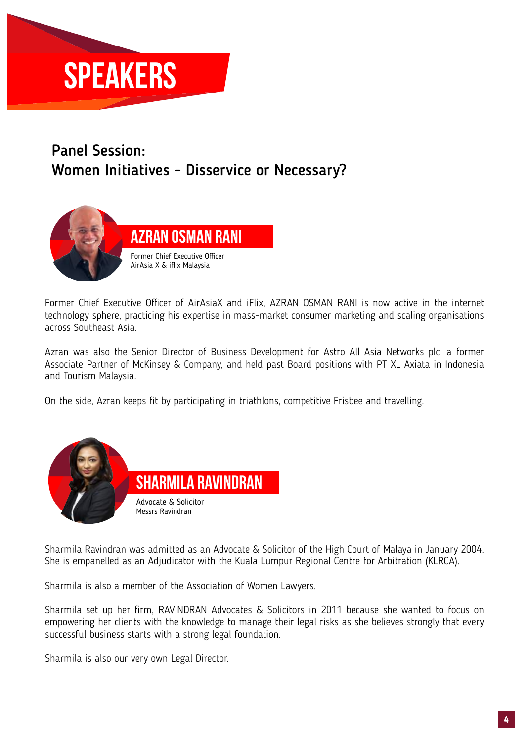# SPEAKERS

## Panel Session:
## Women Initiatives - Disservice or Necessary?

### AZRAN OSMAN RANI

Former Chief Executive Officer
AirAsia X & iflix Malaysia

Former Chief Executive Officer of AirAsiaX and iFlix, AZRAN OSMAN RANI is now active in the internet technology sphere, practicing his expertise in mass-market consumer marketing and scaling organisations across Southeast Asia.

Azran was also the Senior Director of Business Development for Astro All Asia Networks plc, a former Associate Partner of McKinsey & Company, and held past Board positions with PT XL Axiata in Indonesia and Tourism Malaysia.

On the side, Azran keeps fit by participating in triathlons, competitive Frisbee and travelling.

### SHARMILA RAVINDRAN

Advocate & Solicitor
Messrs Ravindran

Sharmila Ravindran was admitted as an Advocate & Solicitor of the High Court of Malaya in January 2004. She is empanelled as an Adjudicator with the Kuala Lumpur Regional Centre for Arbitration (KLRCA).

Sharmila is also a member of the Association of Women Lawyers.

Sharmila set up her firm, RAVINDRAN Advocates & Solicitors in 2011 because she wanted to focus on empowering her clients with the knowledge to manage their legal risks as she believes strongly that every successful business starts with a strong legal foundation.

Sharmila is also our very own Legal Director.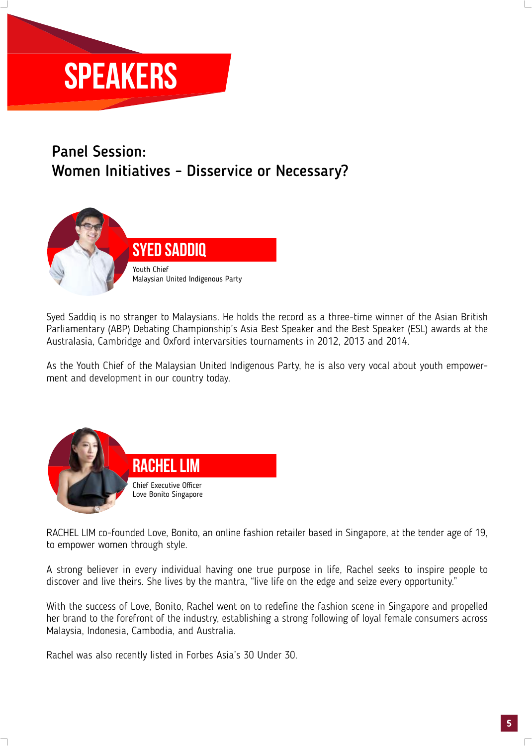# SPEAKERS

## Panel Session: Women Initiatives - Disservice or Necessary?

### SYED SADDIQ

Youth Chief
Malaysian United Indigenous Party

Syed Saddiq is no stranger to Malaysians. He holds the record as a three-time winner of the Asian British Parliamentary (ABP) Debating Championship's Asia Best Speaker and the Best Speaker (ESL) awards at the Australasia, Cambridge and Oxford intervarsities tournaments in 2012, 2013 and 2014.

As the Youth Chief of the Malaysian United Indigenous Party, he is also very vocal about youth empowerment and development in our country today.

### RACHEL LIM

Chief Executive Officer
Love Bonito Singapore

RACHEL LIM co-founded Love, Bonito, an online fashion retailer based in Singapore, at the tender age of 19, to empower women through style.

A strong believer in every individual having one true purpose in life, Rachel seeks to inspire people to discover and live theirs. She lives by the mantra, "live life on the edge and seize every opportunity."

With the success of Love, Bonito, Rachel went on to redefine the fashion scene in Singapore and propelled her brand to the forefront of the industry, establishing a strong following of loyal female consumers across Malaysia, Indonesia, Cambodia, and Australia.

Rachel was also recently listed in Forbes Asia's 30 Under 30.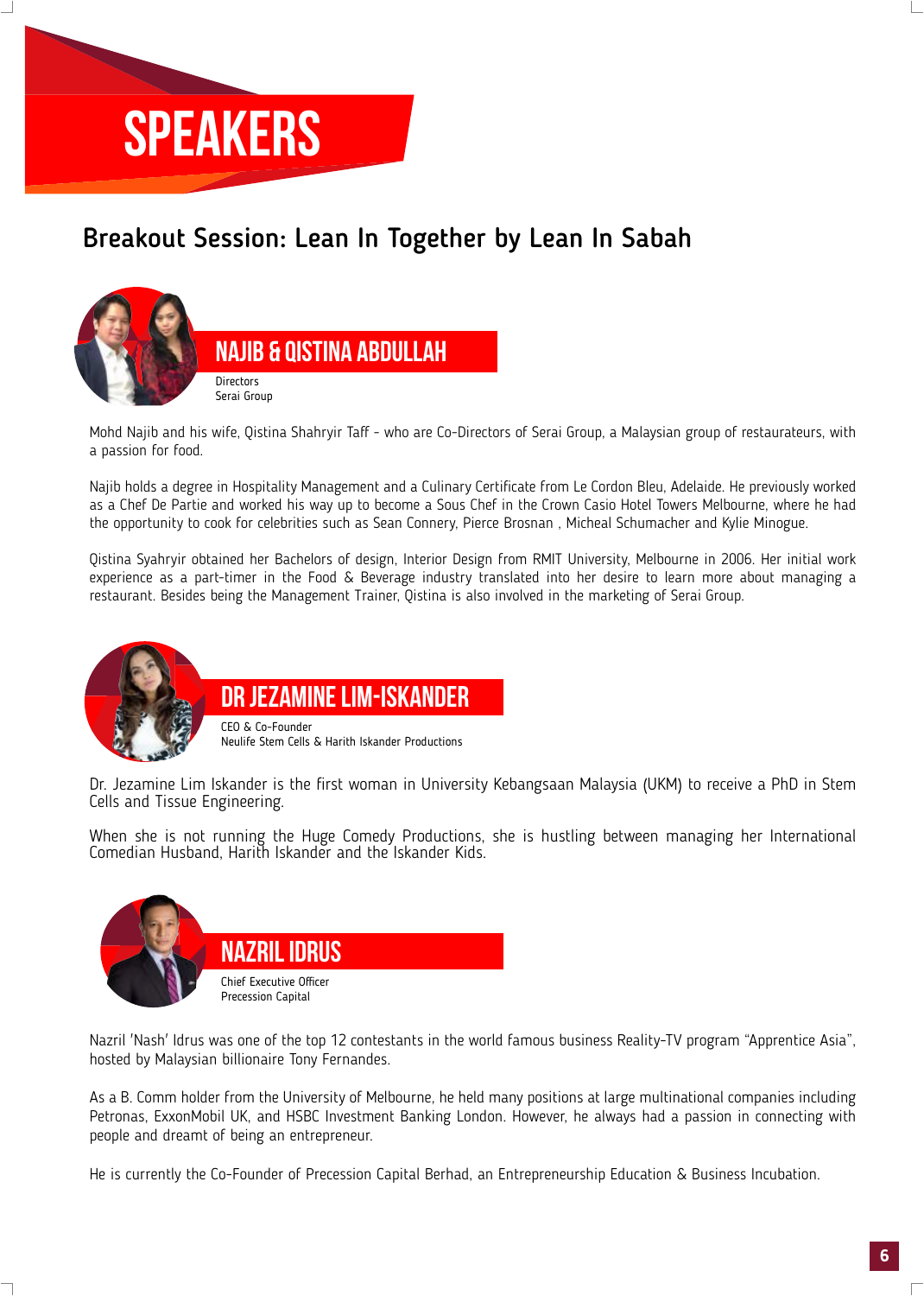# SPEAKERS

## Breakout Session: Lean In Together by Lean In Sabah

### NAJIB & QISTINA ABDULLAH

Directors
Serai Group

Mohd Najib and his wife, Qistina Shahryir Taff - who are Co-Directors of Serai Group, a Malaysian group of restaurateurs, with a passion for food.

Najib holds a degree in Hospitality Management and a Culinary Certificate from Le Cordon Bleu, Adelaide. He previously worked as a Chef De Partie and worked his way up to become a Sous Chef in the Crown Casio Hotel Towers Melbourne, where he had the opportunity to cook for celebrities such as Sean Connery, Pierce Brosnan , Micheal Schumacher and Kylie Minogue.

Qistina Syahryir obtained her Bachelors of design, Interior Design from RMIT University, Melbourne in 2006. Her initial work experience as a part-timer in the Food & Beverage industry translated into her desire to learn more about managing a restaurant. Besides being the Management Trainer, Qistina is also involved in the marketing of Serai Group.

### DR JEZAMINE LIM-ISKANDER

CEO & Co-Founder
Neulife Stem Cells & Harith Iskander Productions

Dr. Jezamine Lim Iskander is the first woman in University Kebangsaan Malaysia (UKM) to receive a PhD in Stem Cells and Tissue Engineering.

When she is not running the Huge Comedy Productions, she is hustling between managing her International Comedian Husband, Harith Iskander and the Iskander Kids.

### NAZRIL IDRUS

Chief Executive Officer
Precession Capital

Nazril 'Nash' Idrus was one of the top 12 contestants in the world famous business Reality-TV program "Apprentice Asia", hosted by Malaysian billionaire Tony Fernandes.

As a B. Comm holder from the University of Melbourne, he held many positions at large multinational companies including Petronas, ExxonMobil UK, and HSBC Investment Banking London. However, he always had a passion in connecting with people and dreamt of being an entrepreneur.

He is currently the Co-Founder of Precession Capital Berhad, an Entrepreneurship Education & Business Incubation.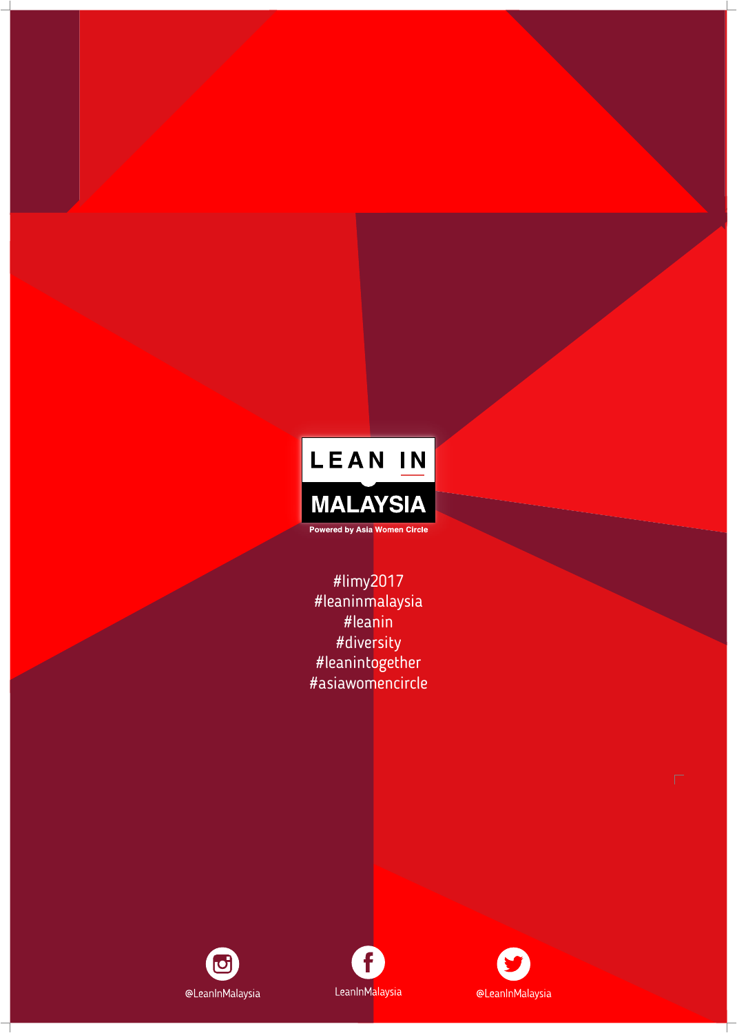LEAN IN

MALAYSIA

Powered by Asia Women Circle

#limy2017
#leaninmalaysia
#leanin
#diversity
#leanintogether
#asiawomencircle

@LeanInMalaysia

LeanInMalaysia

@LeanInMalaysia